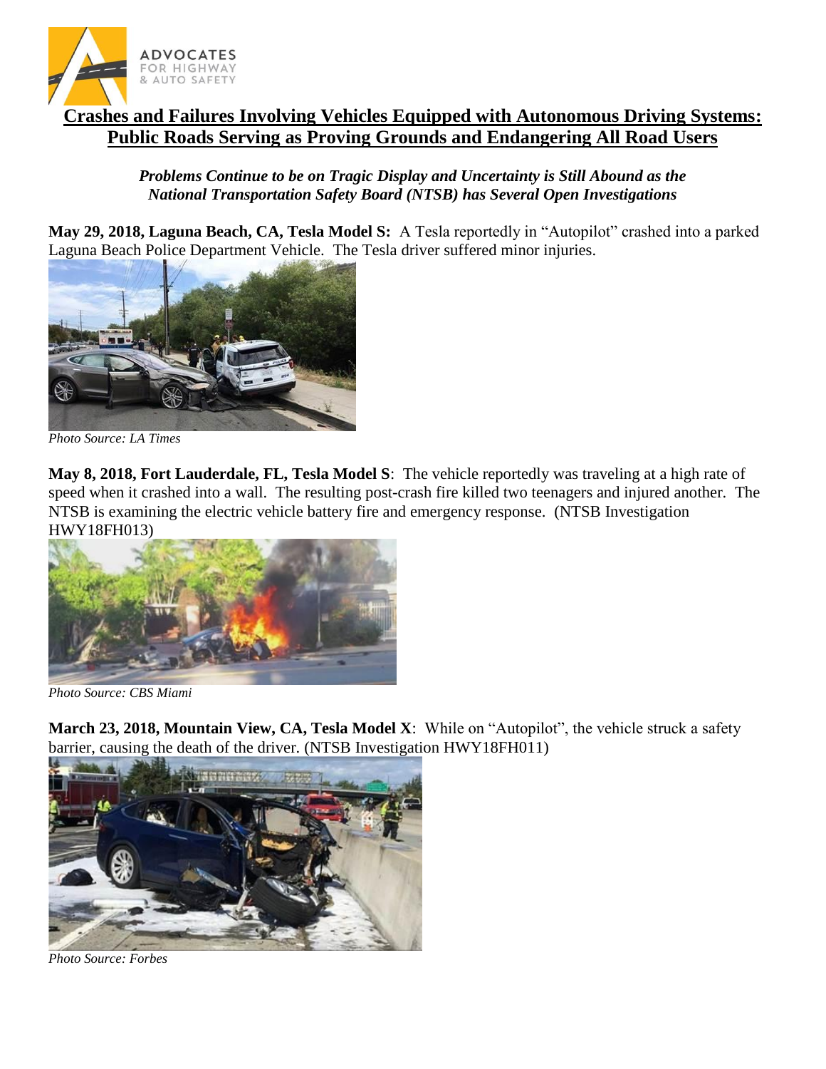ADVOCATES FOR HIGHWAY & AUTO SAFETY

# Crashes and Failures Involving Vehicles Equipped with Autonomous Driving Systems: Public Roads Serving as Proving Grounds and Endangering All Road Users

***Problems Continue to be on Tragic Display and Uncertainty is Still Abound as the National Transportation Safety Board (NTSB) has Several Open Investigations***

**May 29, 2018, Laguna Beach, CA, Tesla Model S:** A Tesla reportedly in "Autopilot" crashed into a parked Laguna Beach Police Department Vehicle. The Tesla driver suffered minor injuries.

*Photo Source: LA Times*

**May 8, 2018, Fort Lauderdale, FL, Tesla Model S**: The vehicle reportedly was traveling at a high rate of speed when it crashed into a wall. The resulting post-crash fire killed two teenagers and injured another. The NTSB is examining the electric vehicle battery fire and emergency response. (NTSB Investigation HWY18FH013)

*Photo Source: CBS Miami*

**March 23, 2018, Mountain View, CA, Tesla Model X**: While on "Autopilot", the vehicle struck a safety barrier, causing the death of the driver. (NTSB Investigation HWY18FH011)

*Photo Source: Forbes*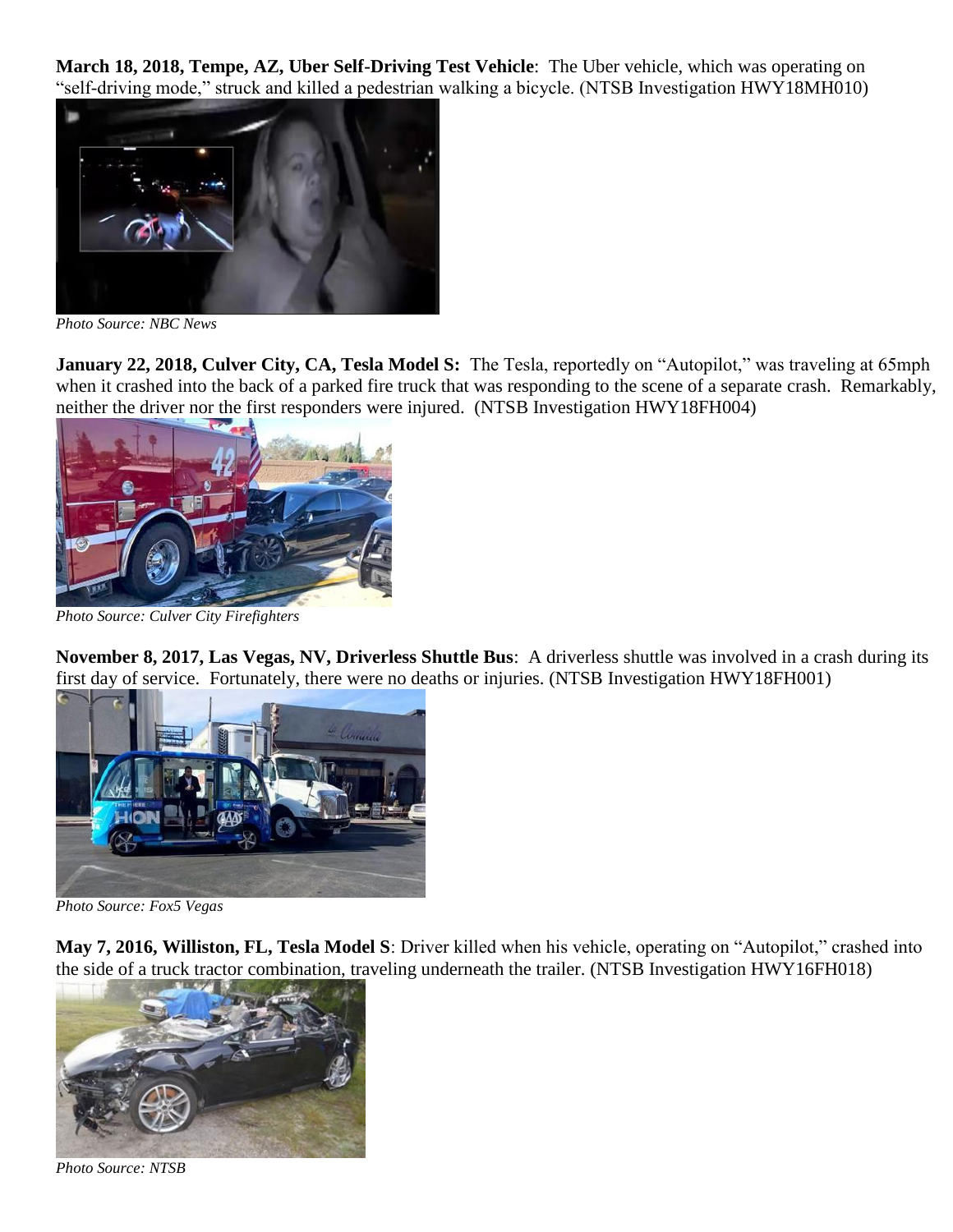**March 18, 2018, Tempe, AZ, Uber Self-Driving Test Vehicle**: The Uber vehicle, which was operating on "self-driving mode," struck and killed a pedestrian walking a bicycle. (NTSB Investigation HWY18MH010)

*Photo Source: NBC News*

**January 22, 2018, Culver City, CA, Tesla Model S:** The Tesla, reportedly on "Autopilot," was traveling at 65mph when it crashed into the back of a parked fire truck that was responding to the scene of a separate crash. Remarkably, neither the driver nor the first responders were injured. (NTSB Investigation HWY18FH004)

*Photo Source: Culver City Firefighters*

**November 8, 2017, Las Vegas, NV, Driverless Shuttle Bus**: A driverless shuttle was involved in a crash during its first day of service. Fortunately, there were no deaths or injuries. (NTSB Investigation HWY18FH001)

*Photo Source: Fox5 Vegas*

**May 7, 2016, Williston, FL, Tesla Model S**: Driver killed when his vehicle, operating on "Autopilot," crashed into the side of a truck tractor combination, traveling underneath the trailer. (NTSB Investigation HWY16FH018)

*Photo Source: NTSB*